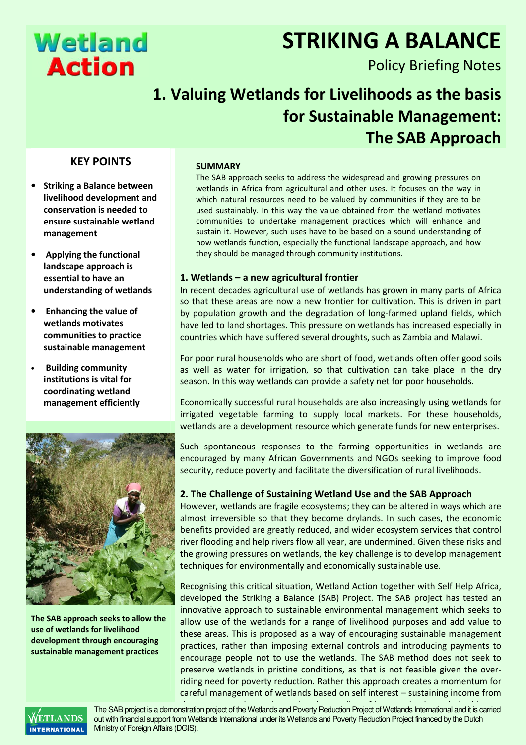Wetland Action

# STRIKING A BALANCE

Policy Briefing Notes

## 1. Valuing Wetlands for Livelihoods as the basis for Sustainable Management: The SAB Approach

### KEY POINTS

- **Striking a Balance between livelihood development and conservation is needed to ensure sustainable wetland management**
- **Applying the functional landscape approach is essential to have an understanding of wetlands**
- **Enhancing the value of wetlands motivates communities to practice sustainable management**
- **Building community institutions is vital for coordinating wetland management efficiently**

**The SAB approach seeks to allow the use of wetlands for livelihood development through encouraging sustainable management practices**

**SUMMARY**

The SAB approach seeks to address the widespread and growing pressures on wetlands in Africa from agricultural and other uses. It focuses on the way in which natural resources need to be valued by communities if they are to be used sustainably. In this way the value obtained from the wetland motivates communities to undertake management practices which will enhance and sustain it. However, such uses have to be based on a sound understanding of how wetlands function, especially the functional landscape approach, and how they should be managed through community institutions.

### 1. Wetlands – a new agricultural frontier

In recent decades agricultural use of wetlands has grown in many parts of Africa so that these areas are now a new frontier for cultivation. This is driven in part by population growth and the degradation of long-farmed upland fields, which have led to land shortages. This pressure on wetlands has increased especially in countries which have suffered several droughts, such as Zambia and Malawi.

For poor rural households who are short of food, wetlands often offer good soils as well as water for irrigation, so that cultivation can take place in the dry season. In this way wetlands can provide a safety net for poor households.

Economically successful rural households are also increasingly using wetlands for irrigated vegetable farming to supply local markets. For these households, wetlands are a development resource which generate funds for new enterprises.

Such spontaneous responses to the farming opportunities in wetlands are encouraged by many African Governments and NGOs seeking to improve food security, reduce poverty and facilitate the diversification of rural livelihoods.

### 2. The Challenge of Sustaining Wetland Use and the SAB Approach

However, wetlands are fragile ecosystems; they can be altered in ways which are almost irreversible so that they become drylands. In such cases, the economic benefits provided are greatly reduced, and wider ecosystem services that control river flooding and help rivers flow all year, are undermined. Given these risks and the growing pressures on wetlands, the key challenge is to develop management techniques for environmentally and economically sustainable use.

Recognising this critical situation, Wetland Action together with Self Help Africa, developed the Striking a Balance (SAB) Project. The SAB project has tested an innovative approach to sustainable environmental management which seeks to allow use of the wetlands for a range of livelihood purposes and add value to these areas. This is proposed as a way of encouraging sustainable management practices, rather than imposing external controls and introducing payments to encourage people not to use the wetlands. The SAB method does not seek to preserve wetlands in pristine conditions, as that is not feasible given the over-riding need for poverty reduction. Rather this approach creates a momentum for careful management of wetlands based on self interest – sustaining income from

WETLANDS INTERNATIONAL

The SAB project is a demonstration project of the Wetlands and Poverty Reduction Project of Wetlands International and it is carried out with financial support from Wetlands International under its Wetlands and Poverty Reduction Project financed by the Dutch Ministry of Foreign Affairs (DGIS).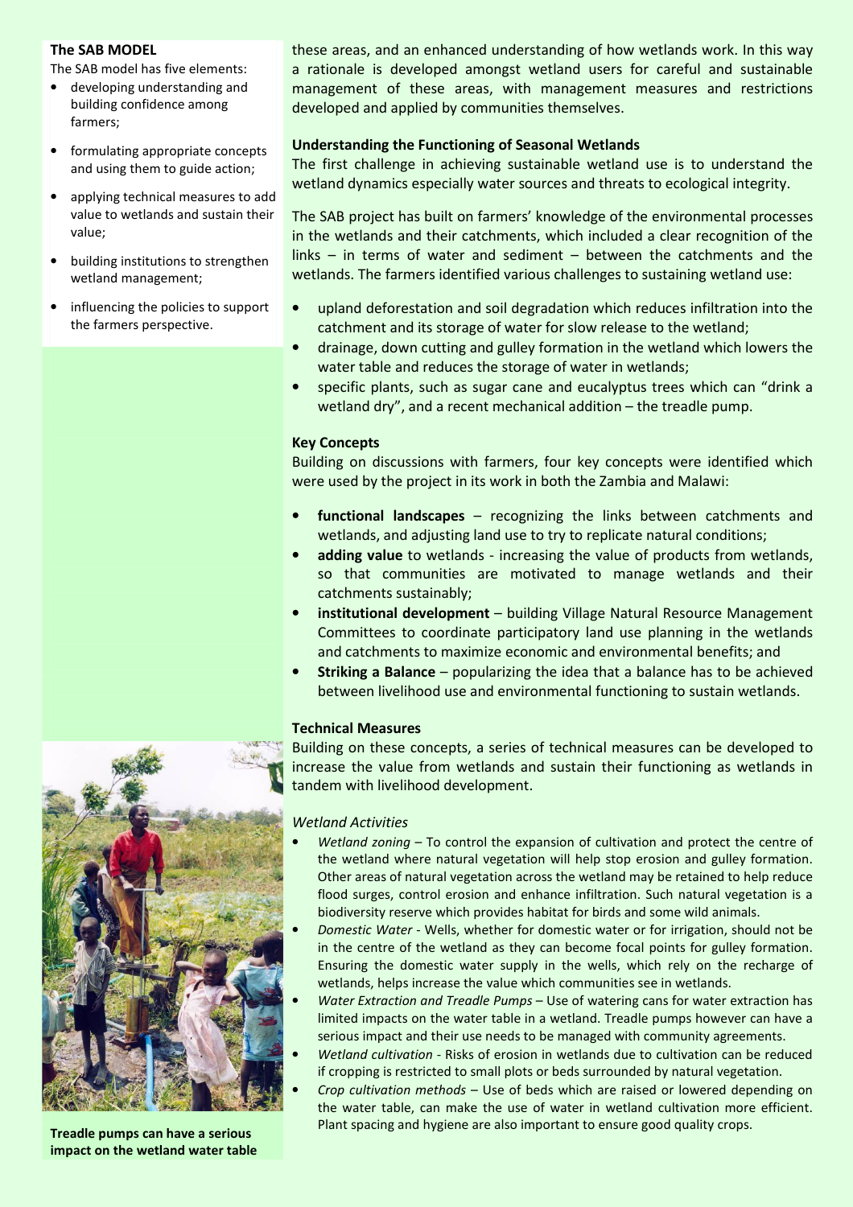### The SAB MODEL

The SAB model has five elements:

- developing understanding and building confidence among farmers;
- formulating appropriate concepts and using them to guide action;
- applying technical measures to add value to wetlands and sustain their value;
- building institutions to strengthen wetland management;
- influencing the policies to support the farmers perspective.

these areas, and an enhanced understanding of how wetlands work. In this way a rationale is developed amongst wetland users for careful and sustainable management of these areas, with management measures and restrictions developed and applied by communities themselves.

### Understanding the Functioning of Seasonal Wetlands

The first challenge in achieving sustainable wetland use is to understand the wetland dynamics especially water sources and threats to ecological integrity.

The SAB project has built on farmers' knowledge of the environmental processes in the wetlands and their catchments, which included a clear recognition of the links – in terms of water and sediment – between the catchments and the wetlands. The farmers identified various challenges to sustaining wetland use:

- upland deforestation and soil degradation which reduces infiltration into the catchment and its storage of water for slow release to the wetland;
- drainage, down cutting and gulley formation in the wetland which lowers the water table and reduces the storage of water in wetlands;
- specific plants, such as sugar cane and eucalyptus trees which can "drink a wetland dry", and a recent mechanical addition – the treadle pump.

### Key Concepts

Building on discussions with farmers, four key concepts were identified which were used by the project in its work in both the Zambia and Malawi:

- **functional landscapes** – recognizing the links between catchments and wetlands, and adjusting land use to try to replicate natural conditions;
- **adding value** to wetlands - increasing the value of products from wetlands, so that communities are motivated to manage wetlands and their catchments sustainably;
- **institutional development** – building Village Natural Resource Management Committees to coordinate participatory land use planning in the wetlands and catchments to maximize economic and environmental benefits; and
- **Striking a Balance** – popularizing the idea that a balance has to be achieved between livelihood use and environmental functioning to sustain wetlands.

### Technical Measures

Building on these concepts, a series of technical measures can be developed to increase the value from wetlands and sustain their functioning as wetlands in tandem with livelihood development.

*Wetland Activities*

- *Wetland zoning* – To control the expansion of cultivation and protect the centre of the wetland where natural vegetation will help stop erosion and gulley formation. Other areas of natural vegetation across the wetland may be retained to help reduce flood surges, control erosion and enhance infiltration. Such natural vegetation is a biodiversity reserve which provides habitat for birds and some wild animals.
- *Domestic Water* - Wells, whether for domestic water or for irrigation, should not be in the centre of the wetland as they can become focal points for gulley formation. Ensuring the domestic water supply in the wells, which rely on the recharge of wetlands, helps increase the value which communities see in wetlands.
- *Water Extraction and Treadle Pumps* – Use of watering cans for water extraction has limited impacts on the water table in a wetland. Treadle pumps however can have a serious impact and their use needs to be managed with community agreements.
- *Wetland cultivation* - Risks of erosion in wetlands due to cultivation can be reduced if cropping is restricted to small plots or beds surrounded by natural vegetation.
- *Crop cultivation methods* – Use of beds which are raised or lowered depending on the water table, can make the use of water in wetland cultivation more efficient. Plant spacing and hygiene are also important to ensure good quality crops.

**Treadle pumps can have a serious impact on the wetland water table**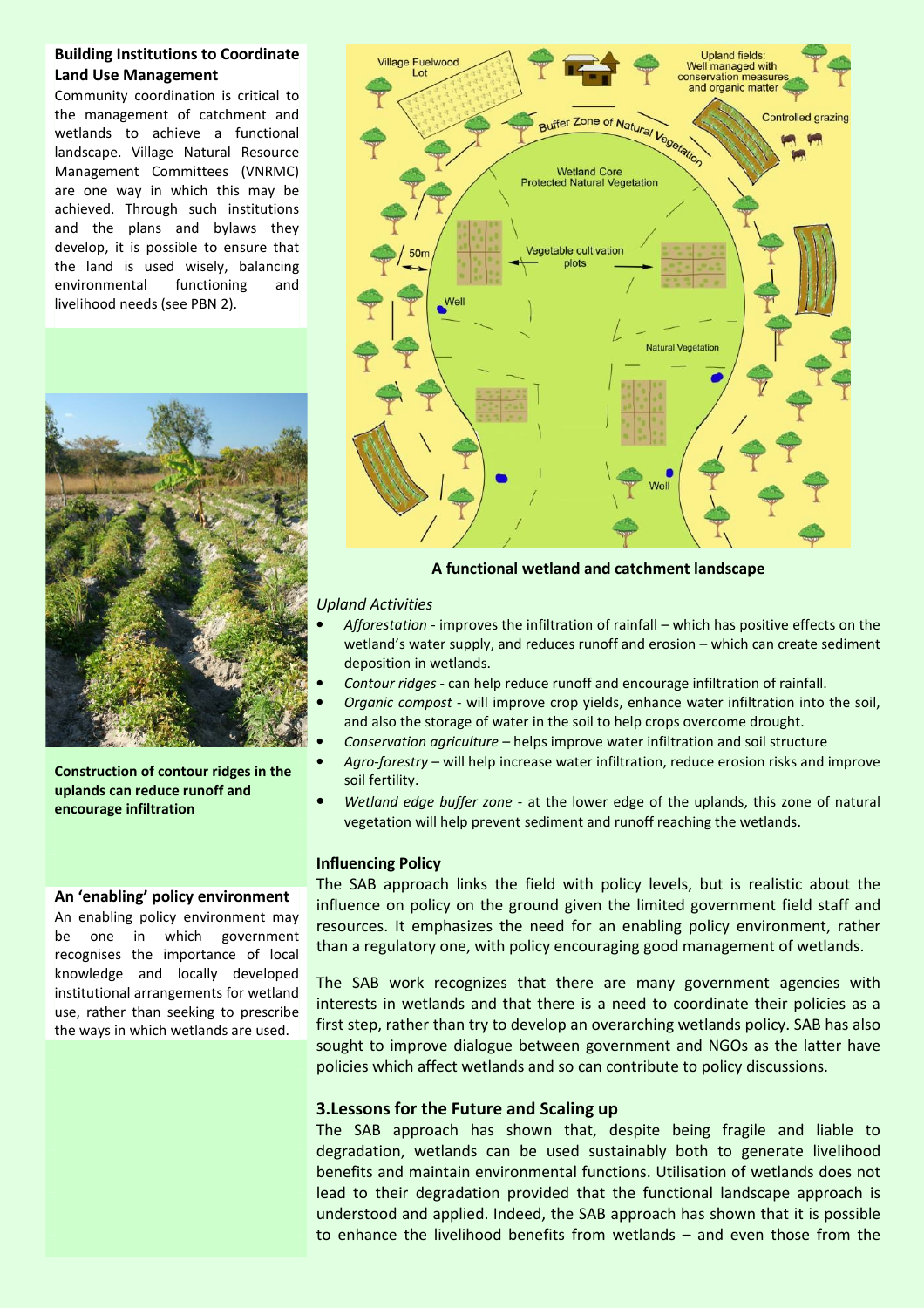### Building Institutions to Coordinate Land Use Management

Community coordination is critical to the management of catchment and wetlands to achieve a functional landscape. Village Natural Resource Management Committees (VNRMC) are one way in which this may be achieved. Through such institutions and the plans and bylaws they develop, it is possible to ensure that the land is used wisely, balancing environmental functioning and livelihood needs (see PBN 2).

**Construction of contour ridges in the uplands can reduce runoff and encourage infiltration**

### An 'enabling' policy environment

An enabling policy environment may be one in which government recognises the importance of local knowledge and locally developed institutional arrangements for wetland use, rather than seeking to prescribe the ways in which wetlands are used.

**A functional wetland and catchment landscape**

*Upland Activities*

- *Afforestation* - improves the infiltration of rainfall – which has positive effects on the wetland's water supply, and reduces runoff and erosion – which can create sediment deposition in wetlands.
- *Contour ridges* - can help reduce runoff and encourage infiltration of rainfall.
- *Organic compost* - will improve crop yields, enhance water infiltration into the soil, and also the storage of water in the soil to help crops overcome drought.
- *Conservation agriculture* – helps improve water infiltration and soil structure
- *Agro-forestry* – will help increase water infiltration, reduce erosion risks and improve soil fertility.
- *Wetland edge buffer zone* - at the lower edge of the uplands, this zone of natural vegetation will help prevent sediment and runoff reaching the wetlands.

### Influencing Policy

The SAB approach links the field with policy levels, but is realistic about the influence on policy on the ground given the limited government field staff and resources. It emphasizes the need for an enabling policy environment, rather than a regulatory one, with policy encouraging good management of wetlands.

The SAB work recognizes that there are many government agencies with interests in wetlands and that there is a need to coordinate their policies as a first step, rather than try to develop an overarching wetlands policy. SAB has also sought to improve dialogue between government and NGOs as the latter have policies which affect wetlands and so can contribute to policy discussions.

## 3.Lessons for the Future and Scaling up

The SAB approach has shown that, despite being fragile and liable to degradation, wetlands can be used sustainably both to generate livelihood benefits and maintain environmental functions. Utilisation of wetlands does not lead to their degradation provided that the functional landscape approach is understood and applied. Indeed, the SAB approach has shown that it is possible to enhance the livelihood benefits from wetlands – and even those from the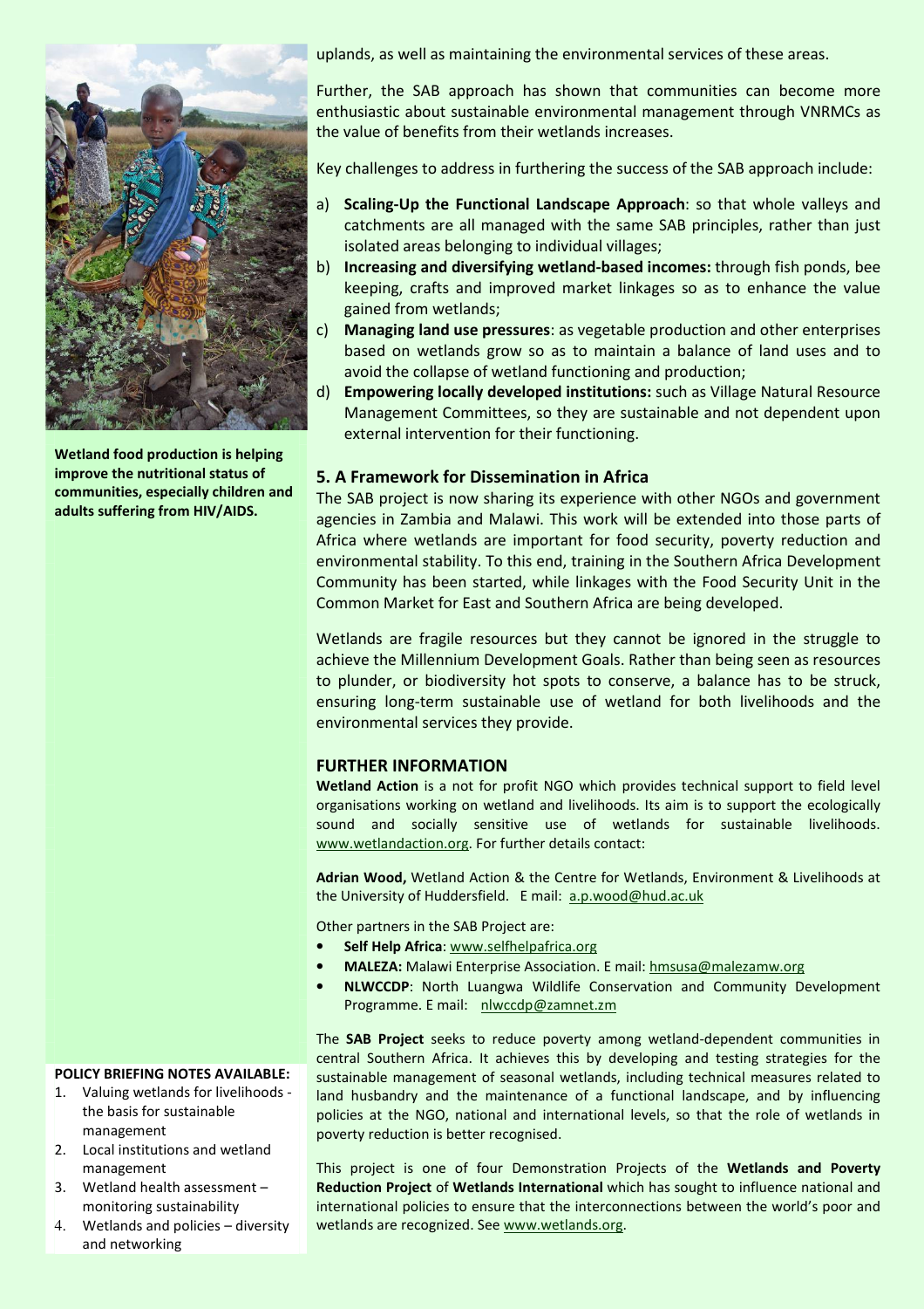uplands, as well as maintaining the environmental services of these areas.

Further, the SAB approach has shown that communities can become more enthusiastic about sustainable environmental management through VNRMCs as the value of benefits from their wetlands increases.

Key challenges to address in furthering the success of the SAB approach include:

a) **Scaling-Up the Functional Landscape Approach**: so that whole valleys and catchments are all managed with the same SAB principles, rather than just isolated areas belonging to individual villages;
b) **Increasing and diversifying wetland-based incomes:** through fish ponds, bee keeping, crafts and improved market linkages so as to enhance the value gained from wetlands;
c) **Managing land use pressures**: as vegetable production and other enterprises based on wetlands grow so as to maintain a balance of land uses and to avoid the collapse of wetland functioning and production;
d) **Empowering locally developed institutions:** such as Village Natural Resource Management Committees, so they are sustainable and not dependent upon external intervention for their functioning.

**Wetland food production is helping improve the nutritional status of communities, especially children and adults suffering from HIV/AIDS.**

## 5. A Framework for Dissemination in Africa

The SAB project is now sharing its experience with other NGOs and government agencies in Zambia and Malawi. This work will be extended into those parts of Africa where wetlands are important for food security, poverty reduction and environmental stability. To this end, training in the Southern Africa Development Community has been started, while linkages with the Food Security Unit in the Common Market for East and Southern Africa are being developed.

Wetlands are fragile resources but they cannot be ignored in the struggle to achieve the Millennium Development Goals. Rather than being seen as resources to plunder, or biodiversity hot spots to conserve, a balance has to be struck, ensuring long-term sustainable use of wetland for both livelihoods and the environmental services they provide.

## FURTHER INFORMATION

**Wetland Action** is a not for profit NGO which provides technical support to field level organisations working on wetland and livelihoods. Its aim is to support the ecologically sound and socially sensitive use of wetlands for sustainable livelihoods. www.wetlandaction.org. For further details contact:

**Adrian Wood,** Wetland Action & the Centre for Wetlands, Environment & Livelihoods at the University of Huddersfield. E mail: a.p.wood@hud.ac.uk

Other partners in the SAB Project are:

- **Self Help Africa**: www.selfhelpafrica.org
- **MALEZA:** Malawi Enterprise Association. E mail: hmsusa@malezamw.org
- **NLWCCDP**: North Luangwa Wildlife Conservation and Community Development Programme. E mail: nlwccdp@zamnet.zm

The **SAB Project** seeks to reduce poverty among wetland-dependent communities in central Southern Africa. It achieves this by developing and testing strategies for the sustainable management of seasonal wetlands, including technical measures related to land husbandry and the maintenance of a functional landscape, and by influencing policies at the NGO, national and international levels, so that the role of wetlands in poverty reduction is better recognised.

This project is one of four Demonstration Projects of the **Wetlands and Poverty Reduction Project** of **Wetlands International** which has sought to influence national and international policies to ensure that the interconnections between the world's poor and wetlands are recognized. See www.wetlands.org.

**POLICY BRIEFING NOTES AVAILABLE:**

1. Valuing wetlands for livelihoods - the basis for sustainable management
2. Local institutions and wetland management
3. Wetland health assessment – monitoring sustainability
4. Wetlands and policies – diversity and networking